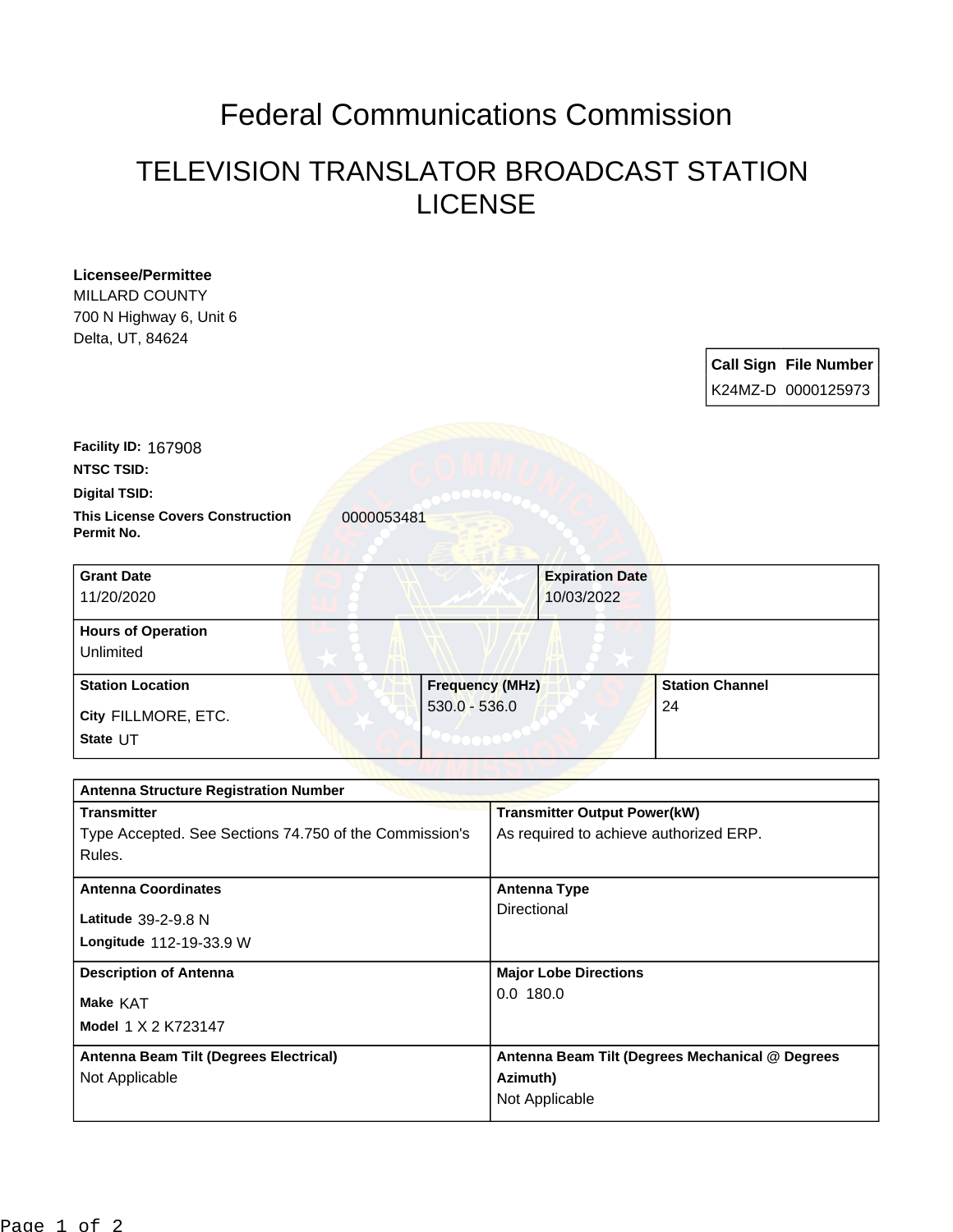# Federal Communications Commission

## TELEVISION TRANSLATOR BROADCAST STATION LICENSE

**Licensee/Permittee**
MILLARD COUNTY
700 N Highway 6, Unit 6
Delta, UT, 84624

| Call Sign | File Number |
| --- | --- |
| K24MZ-D | 0000125973 |

**Facility ID:** 167908

**NTSC TSID:**

**Digital TSID:**

**This License Covers Construction Permit No.** 0000053481

| Grant Date | Expiration Date |
| --- | --- |
| 11/20/2020 | 10/03/2022 |

**Hours of Operation**
Unlimited

| Station Location | Frequency (MHz) | Station Channel |
| --- | --- | --- |
| City FILLMORE, ETC.<br>State UT | 530.0 - 536.0 | 24 |

**Antenna Structure Registration Number**

| Transmitter | Transmitter Output Power(kW) |
| --- | --- |
| Type Accepted. See Sections 74.750 of the Commission's Rules. | As required to achieve authorized ERP. |

| Antenna Coordinates | Antenna Type |
| --- | --- |
| Latitude 39-2-9.8 N<br>Longitude 112-19-33.9 W | Directional |

| Description of Antenna | Major Lobe Directions |
| --- | --- |
| Make KAT<br>Model 1 X 2 K723147 | 0.0 180.0 |

| Antenna Beam Tilt (Degrees Electrical) | Antenna Beam Tilt (Degrees Mechanical @ Degrees Azimuth) |
| --- | --- |
| Not Applicable | Not Applicable |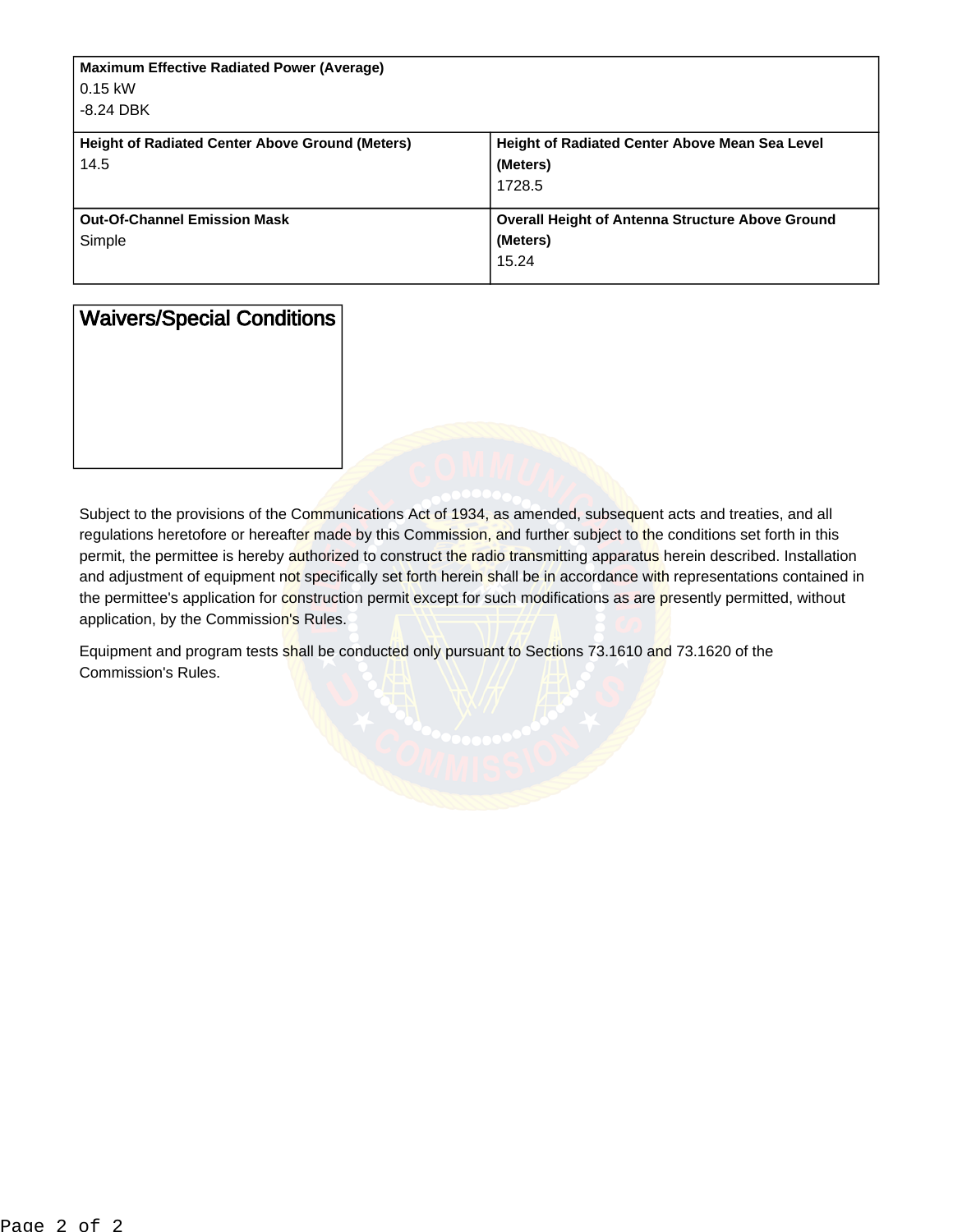| | |
|---|---|
| **Maximum Effective Radiated Power (Average)**<br>0.15 kW<br>-8.24 DBK | |
| **Height of Radiated Center Above Ground (Meters)**<br>14.5 | **Height of Radiated Center Above Mean Sea Level (Meters)**<br>1728.5 |
| **Out-Of-Channel Emission Mask**<br>Simple | **Overall Height of Antenna Structure Above Ground (Meters)**<br>15.24 |

## Waivers/Special Conditions

Subject to the provisions of the Communications Act of 1934, as amended, subsequent acts and treaties, and all regulations heretofore or hereafter made by this Commission, and further subject to the conditions set forth in this permit, the permittee is hereby authorized to construct the radio transmitting apparatus herein described. Installation and adjustment of equipment not specifically set forth herein shall be in accordance with representations contained in the permittee's application for construction permit except for such modifications as are presently permitted, without application, by the Commission's Rules.

Equipment and program tests shall be conducted only pursuant to Sections 73.1610 and 73.1620 of the Commission's Rules.